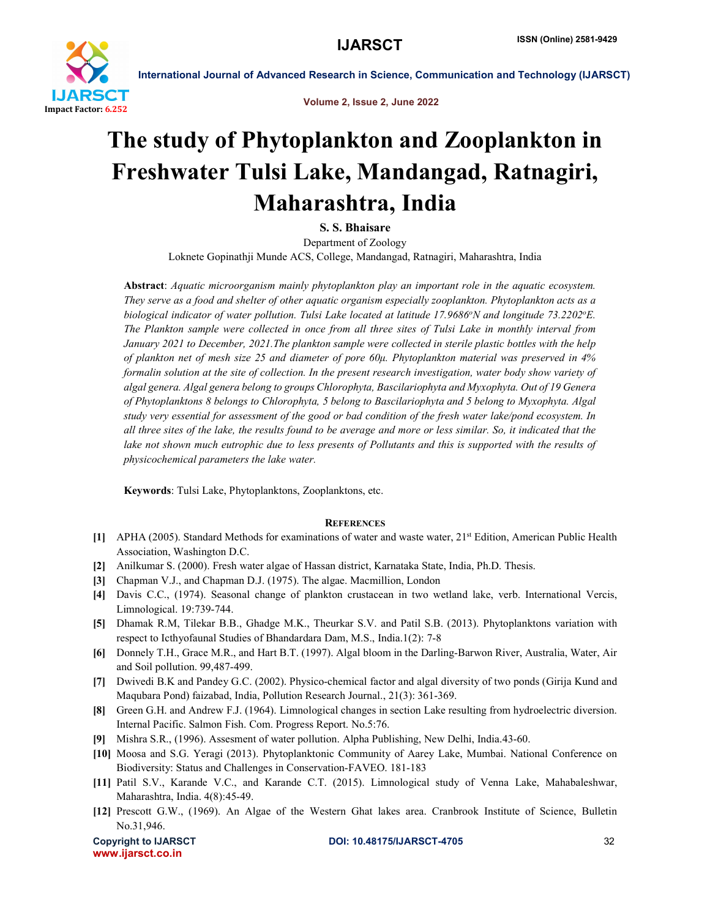# The study of Phytoplankton and Zooplankton in Freshwater Tulsi Lake, Mandangad, Ratnagiri, Maharashtra, India

**S. S. Bhaisare**

Department of Zoology

Loknete Gopinathji Munde ACS, College, Mandangad, Ratnagiri, Maharashtra, India

**Abstract**: *Aquatic microorganism mainly phytoplankton play an important role in the aquatic ecosystem. They serve as a food and shelter of other aquatic organism especially zooplankton. Phytoplankton acts as a biological indicator of water pollution. Tulsi Lake located at latitude 17.9686°N and longitude 73.2202°E. The Plankton sample were collected in once from all three sites of Tulsi Lake in monthly interval from January 2021 to December, 2021.The plankton sample were collected in sterile plastic bottles with the help of plankton net of mesh size 25 and diameter of pore 60µ. Phytoplankton material was preserved in 4% formalin solution at the site of collection. In the present research investigation, water body show variety of algal genera. Algal genera belong to groups Chlorophyta, Bascilariophyta and Myxophyta. Out of 19 Genera of Phytoplanktons 8 belongs to Chlorophyta, 5 belong to Bascilariophyta and 5 belong to Myxophyta. Algal study very essential for assessment of the good or bad condition of the fresh water lake/pond ecosystem. In all three sites of the lake, the results found to be average and more or less similar. So, it indicated that the lake not shown much eutrophic due to less presents of Pollutants and this is supported with the results of physicochemical parameters the lake water.*

**Keywords**: Tulsi Lake, Phytoplanktons, Zooplanktons, etc.

## References

[1] APHA (2005). Standard Methods for examinations of water and waste water, 21st Edition, American Public Health Association, Washington D.C.

[2] Anilkumar S. (2000). Fresh water algae of Hassan district, Karnataka State, India, Ph.D. Thesis.

[3] Chapman V.J., and Chapman D.J. (1975). The algae. Macmillion, London

[4] Davis C.C., (1974). Seasonal change of plankton crustacean in two wetland lake, verb. International Vercis, Limnological. 19:739-744.

[5] Dhamak R.M, Tilekar B.B., Ghadge M.K., Theurkar S.V. and Patil S.B. (2013). Phytoplanktons variation with respect to Icthyofaunal Studies of Bhandardara Dam, M.S., India.1(2): 7-8

[6] Donnely T.H., Grace M.R., and Hart B.T. (1997). Algal bloom in the Darling-Barwon River, Australia, Water, Air and Soil pollution. 99,487-499.

[7] Dwivedi B.K and Pandey G.C. (2002). Physico-chemical factor and algal diversity of two ponds (Girija Kund and Maqubara Pond) faizabad, India, Pollution Research Journal., 21(3): 361-369.

[8] Green G.H. and Andrew F.J. (1964). Limnological changes in section Lake resulting from hydroelectric diversion. Internal Pacific. Salmon Fish. Com. Progress Report. No.5:76.

[9] Mishra S.R., (1996). Assesment of water pollution. Alpha Publishing, New Delhi, India.43-60.

[10] Moosa and S.G. Yeragi (2013). Phytoplanktonic Community of Aarey Lake, Mumbai. National Conference on Biodiversity: Status and Challenges in Conservation-FAVEO. 181-183

[11] Patil S.V., Karande V.C., and Karande C.T. (2015). Limnological study of Venna Lake, Mahabaleshwar, Maharashtra, India. 4(8):45-49.

[12] Prescott G.W., (1969). An Algae of the Western Ghat lakes area. Cranbrook Institute of Science, Bulletin No.31,946.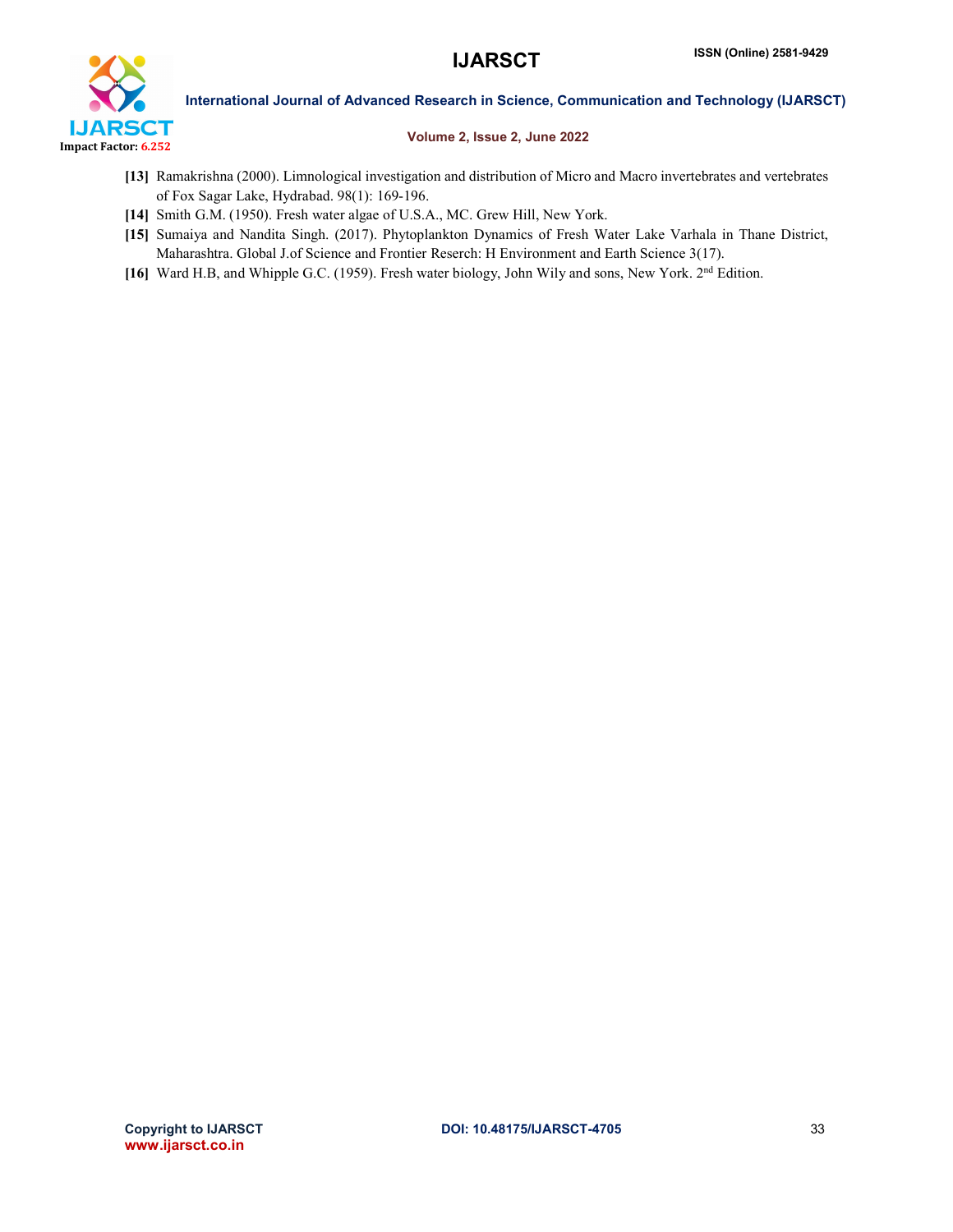[13] Ramakrishna (2000). Limnological investigation and distribution of Micro and Macro invertebrates and vertebrates of Fox Sagar Lake, Hydrabad. 98(1): 169-196.

[14] Smith G.M. (1950). Fresh water algae of U.S.A., MC. Grew Hill, New York.

[15] Sumaiya and Nandita Singh. (2017). Phytoplankton Dynamics of Fresh Water Lake Varhala in Thane District, Maharashtra. Global J.of Science and Frontier Reserch: H Environment and Earth Science 3(17).

[16] Ward H.B, and Whipple G.C. (1959). Fresh water biology, John Wily and sons, New York. 2nd Edition.